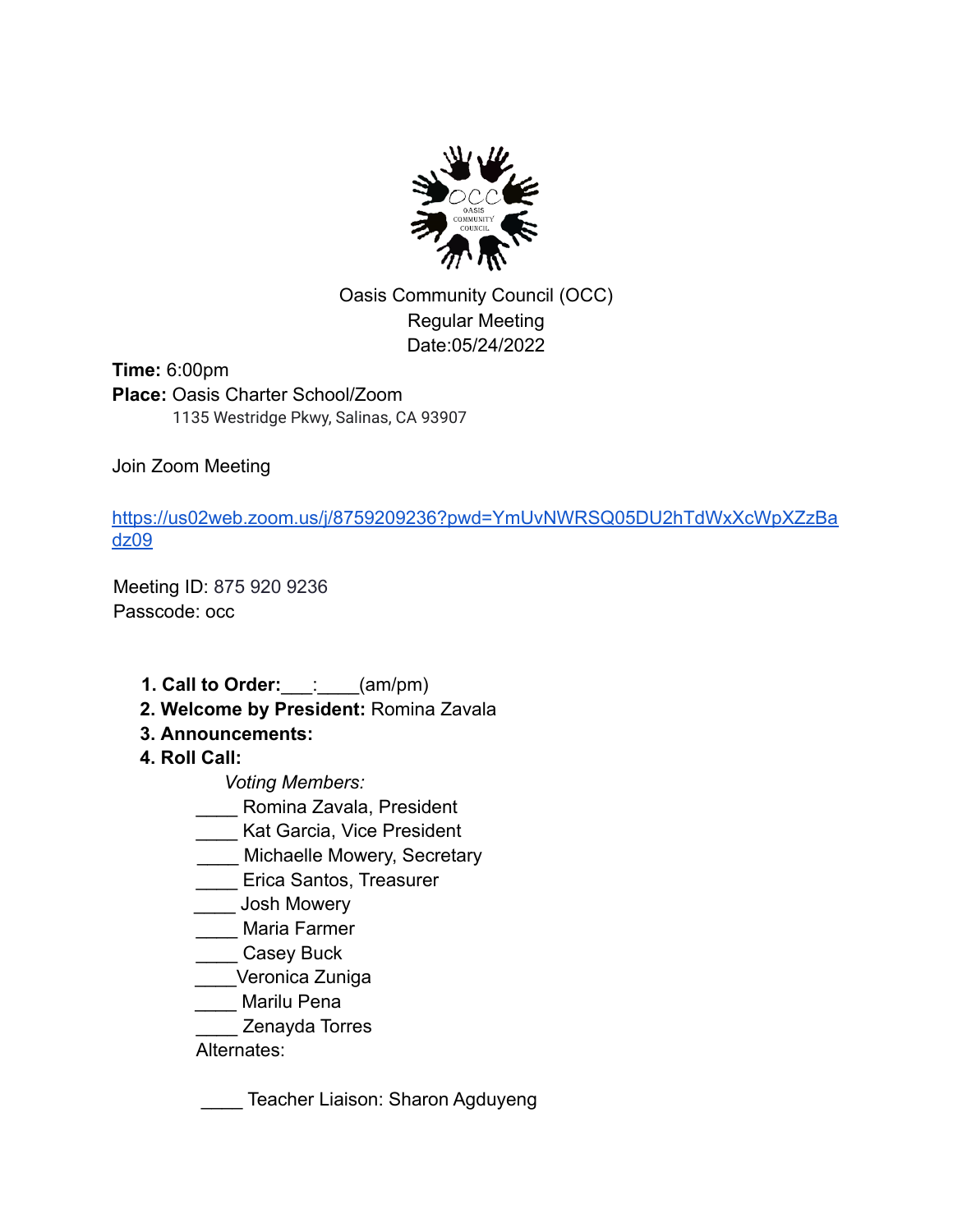Oasis Community Council (OCC)
Regular Meeting
Date:05/24/2022

**Time:** 6:00pm
**Place:** Oasis Charter School/Zoom
1135 Westridge Pkwy, Salinas, CA 93907

Join Zoom Meeting

https://us02web.zoom.us/j/8759209236?pwd=YmUvNWRSQ05DU2hTdWxXcWpXZzBadz09

Meeting ID: 875 920 9236
Passcode: occ

1. **Call to Order:**___:____(am/pm)
2. **Welcome by President:** Romina Zavala
3. **Announcements:**
4. **Roll Call:**

   *Voting Members:*

   ____ Romina Zavala, President
   ____ Kat Garcia, Vice President
   ____ Michaelle Mowery, Secretary
   ____ Erica Santos, Treasurer
   ____ Josh Mowery
   ____ Maria Farmer
   ____ Casey Buck
   ____Veronica Zuniga
   ____ Marilu Pena
   ____ Zenayda Torres

   Alternates:

   ____ Teacher Liaison: Sharon Agduyeng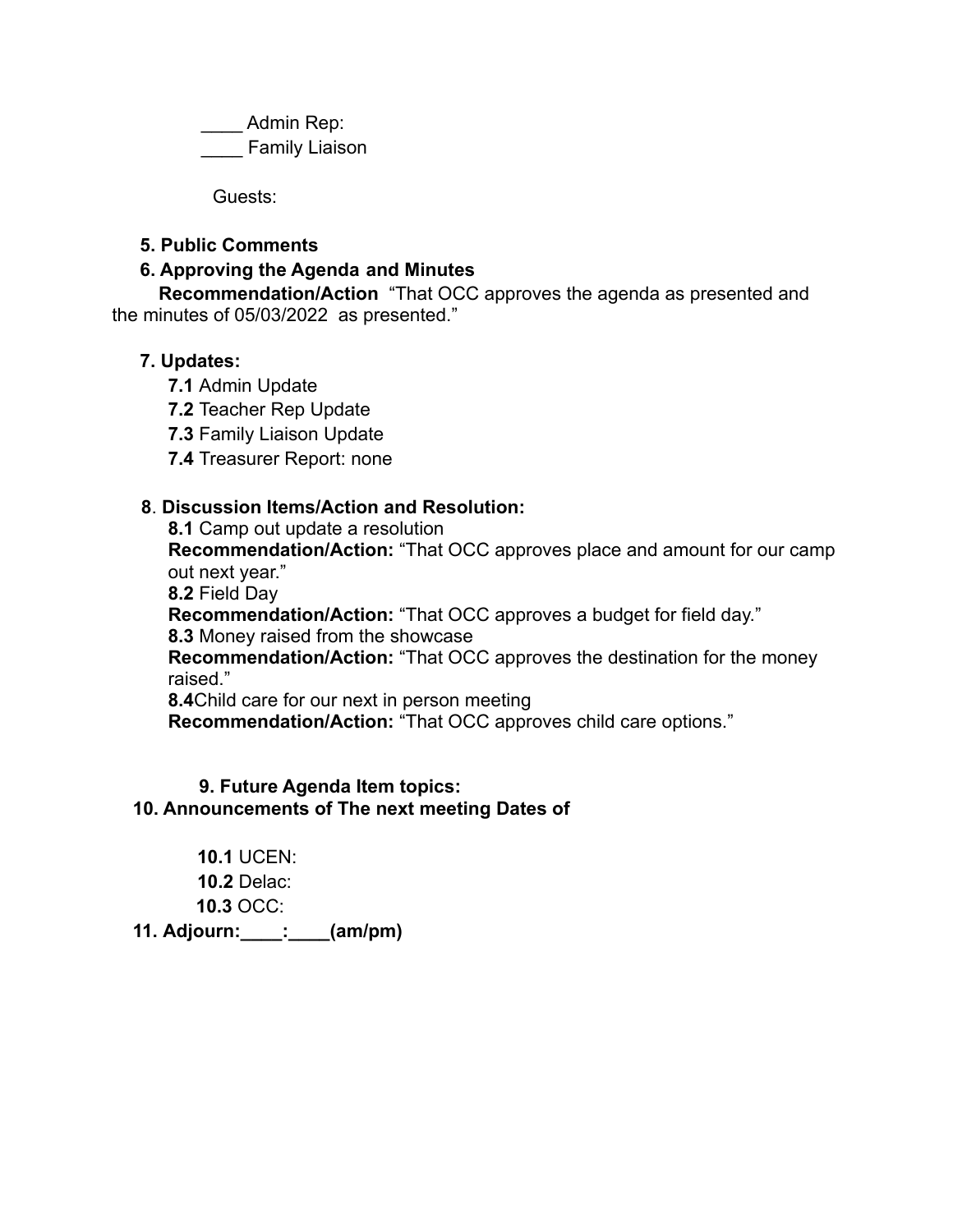____ Admin Rep:
____ Family Liaison

Guests:

**5. Public Comments**

**6. Approving the Agenda and Minutes**

**Recommendation/Action** "That OCC approves the agenda as presented and the minutes of 05/03/2022 as presented."

**7. Updates:**

**7.1** Admin Update
**7.2** Teacher Rep Update
**7.3** Family Liaison Update
**7.4** Treasurer Report: none

**8. Discussion Items/Action and Resolution:**

**8.1** Camp out update a resolution
**Recommendation/Action:** "That OCC approves place and amount for our camp out next year."
**8.2** Field Day
**Recommendation/Action:** "That OCC approves a budget for field day."
**8.3** Money raised from the showcase
**Recommendation/Action:** "That OCC approves the destination for the money raised."
**8.4**Child care for our next in person meeting
**Recommendation/Action:** "That OCC approves child care options."

**9. Future Agenda Item topics:**

**10. Announcements of The next meeting Dates of**

**10.1** UCEN:
**10.2** Delac:
**10.3** OCC:

**11. Adjourn:____:____(am/pm)**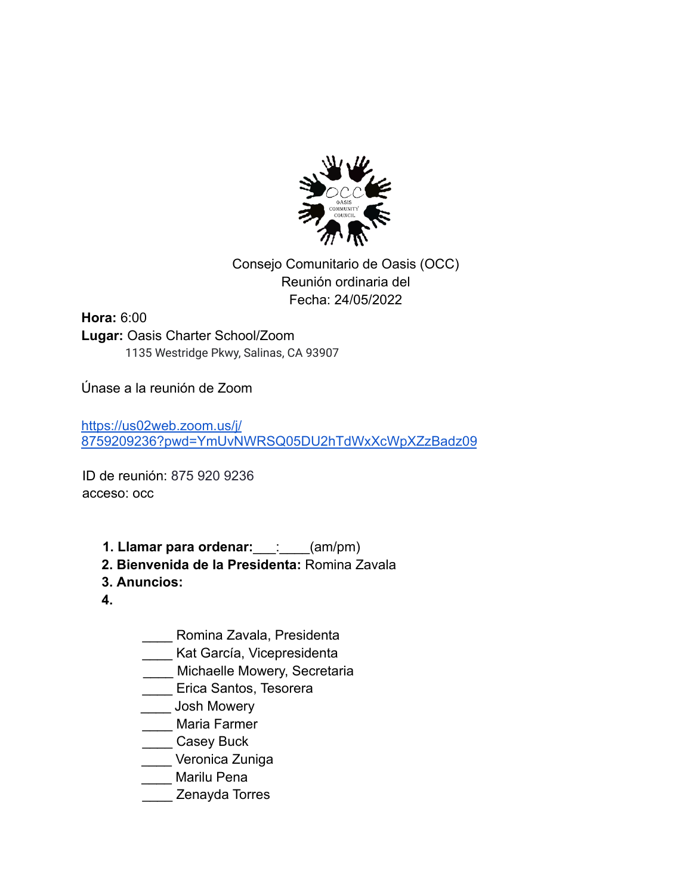Consejo Comunitario de Oasis (OCC)
Reunión ordinaria del
Fecha: 24/05/2022

**Hora:** 6:00
**Lugar:** Oasis Charter School/Zoom
1135 Westridge Pkwy, Salinas, CA 93907

Únase a la reunión de Zoom

https://us02web.zoom.us/j/8759209236?pwd=YmUvNWRSQ05DU2hTdWxXcWpXZzBadz09

ID de reunión: 875 920 9236
acceso: occ

1. **Llamar para ordenar:**___:____(am/pm)
2. **Bienvenida de la Presidenta:** Romina Zavala
3. **Anuncios:**
4. 

____ Romina Zavala, Presidenta
____ Kat García, Vicepresidenta
____ Michaelle Mowery, Secretaria
____ Erica Santos, Tesorera
____ Josh Mowery
____ Maria Farmer
____ Casey Buck
____ Veronica Zuniga
____ Marilu Pena
____ Zenayda Torres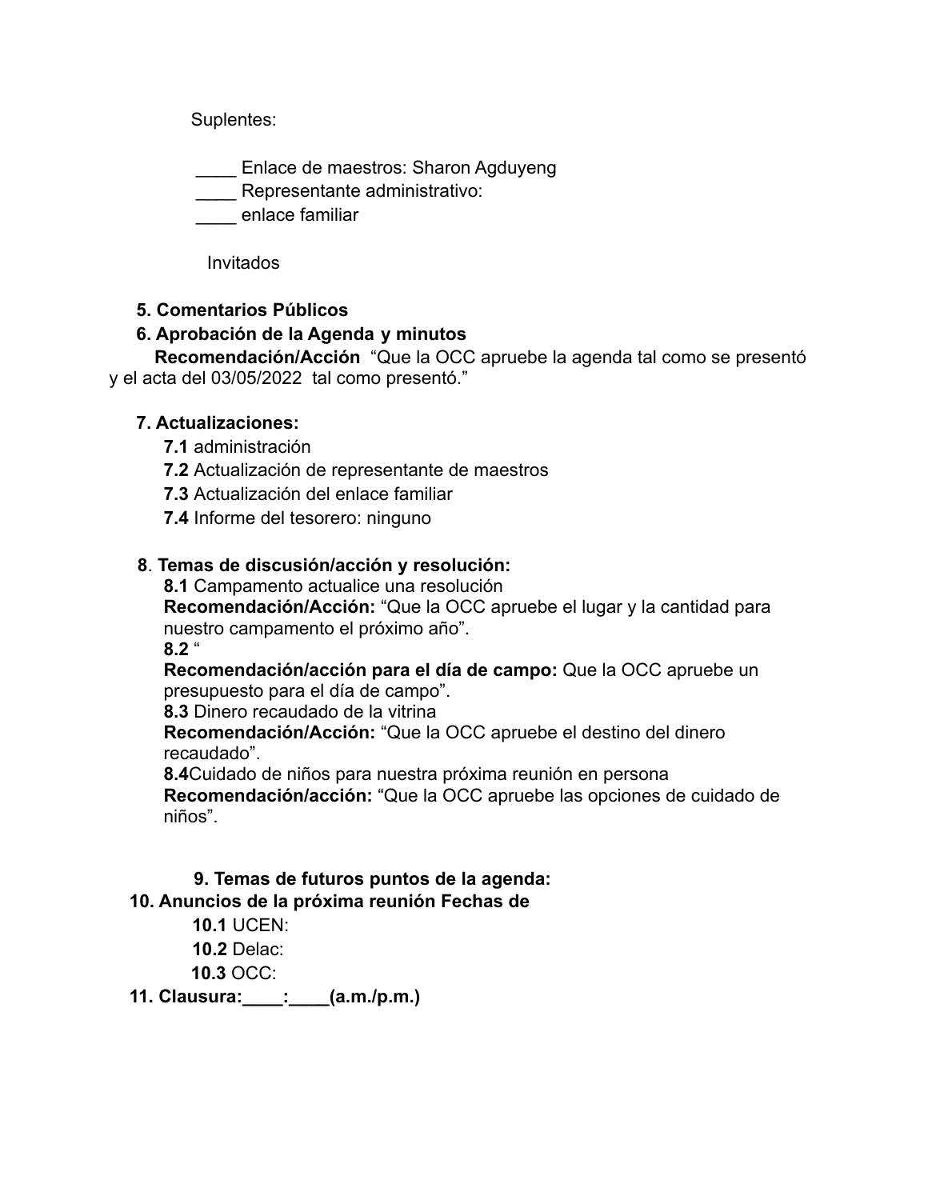Suplentes:

____ Enlace de maestros: Sharon Agduyeng
____ Representante administrativo:
____ enlace familiar

Invitados

**5. Comentarios Públicos**

**6. Aprobación de la Agenda y minutos**

**Recomendación/Acción** "Que la OCC apruebe la agenda tal como se presentó y el acta del 03/05/2022 tal como presentó."

**7. Actualizaciones:**

**7.1** administración
**7.2** Actualización de representante de maestros
**7.3** Actualización del enlace familiar
**7.4** Informe del tesorero: ninguno

**8. Temas de discusión/acción y resolución:**

**8.1** Campamento actualice una resolución
**Recomendación/Acción:** "Que la OCC apruebe el lugar y la cantidad para nuestro campamento el próximo año".
**8.2** "
**Recomendación/acción para el día de campo:** Que la OCC apruebe un presupuesto para el día de campo".
**8.3** Dinero recaudado de la vitrina
**Recomendación/Acción:** "Que la OCC apruebe el destino del dinero recaudado".
**8.4**Cuidado de niños para nuestra próxima reunión en persona
**Recomendación/acción:** "Que la OCC apruebe las opciones de cuidado de niños".

**9. Temas de futuros puntos de la agenda:**

**10. Anuncios de la próxima reunión Fechas de**

**10.1** UCEN:
**10.2** Delac:
**10.3** OCC:

**11. Clausura:____:____(a.m./p.m.)**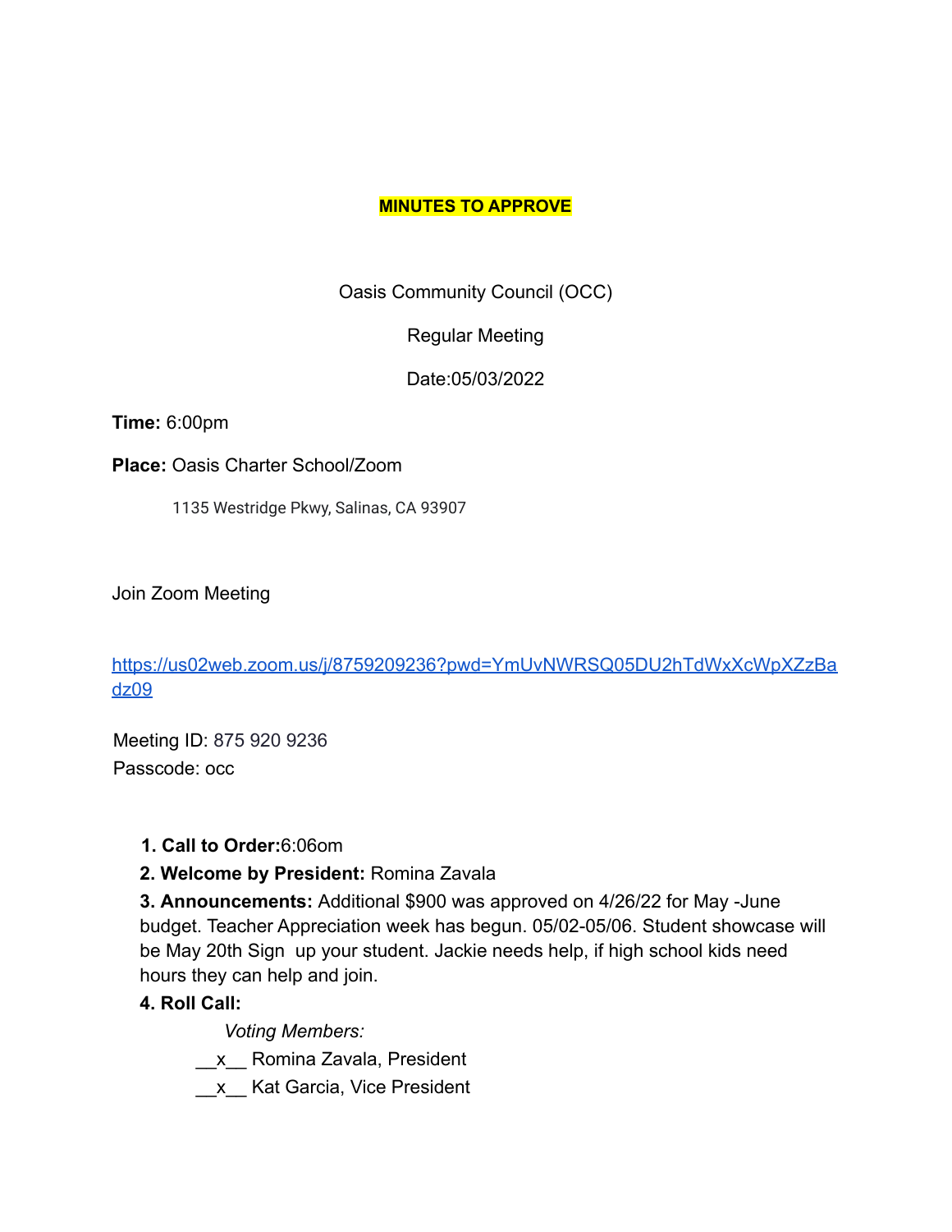**MINUTES TO APPROVE**

Oasis Community Council (OCC)

Regular Meeting

Date:05/03/2022

**Time:** 6:00pm

**Place:** Oasis Charter School/Zoom

1135 Westridge Pkwy, Salinas, CA 93907

Join Zoom Meeting

https://us02web.zoom.us/j/8759209236?pwd=YmUvNWRSQ05DU2hTdWxXcWpXZzBadz09

Meeting ID: 875 920 9236
Passcode: occ

1. **Call to Order:**6:06om
2. **Welcome by President:** Romina Zavala
3. **Announcements:** Additional $900 was approved on 4/26/22 for May -June budget. Teacher Appreciation week has begun. 05/02-05/06. Student showcase will be May 20th Sign up your student. Jackie needs help, if high school kids need hours they can help and join.
4. **Roll Call:**

   *Voting Members:*

   __x__ Romina Zavala, President

   __x__ Kat Garcia, Vice President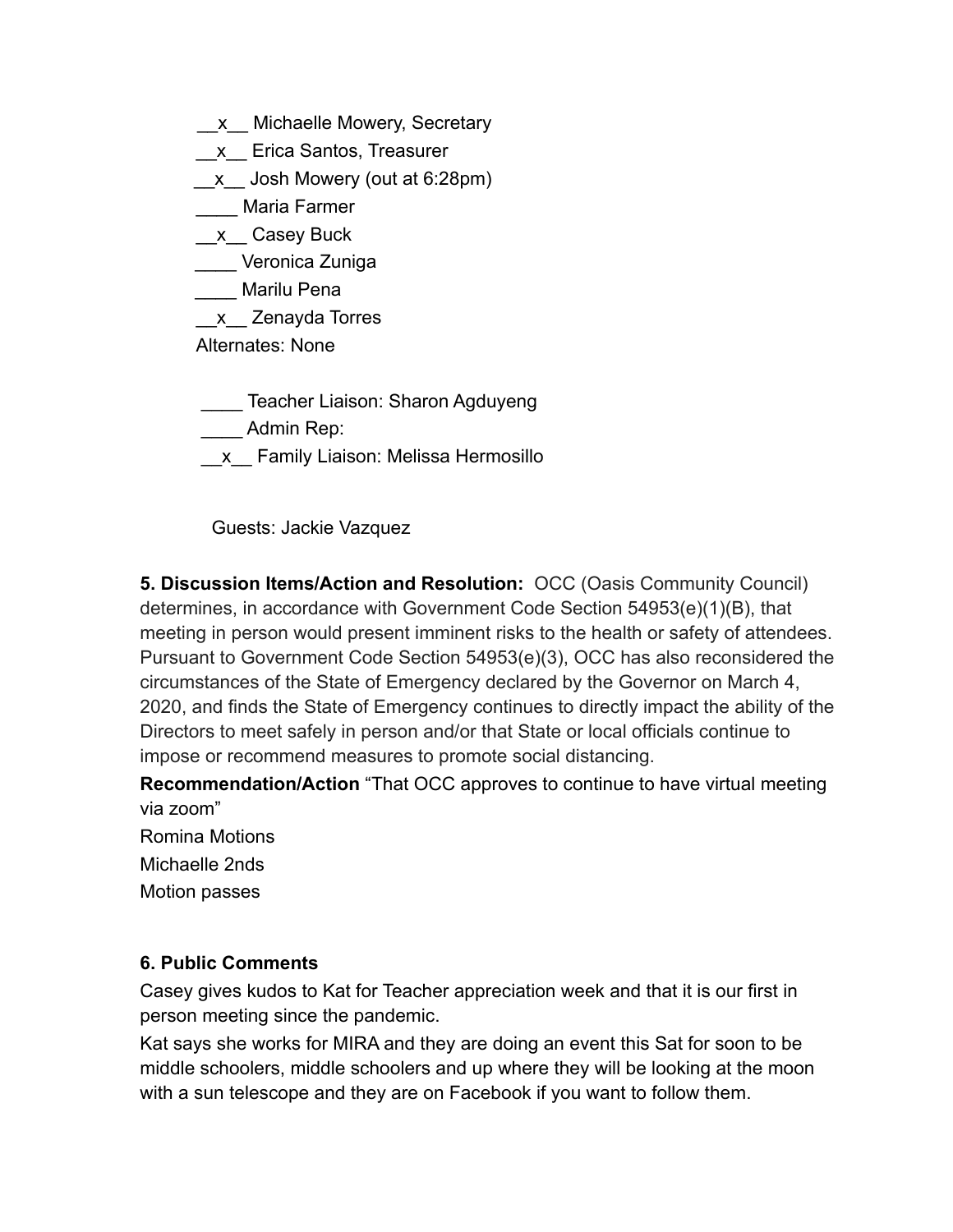\_\_x\_\_ Michaelle Mowery, Secretary

\_\_x\_\_ Erica Santos, Treasurer

\_\_x\_\_ Josh Mowery (out at 6:28pm)

\_\_\_\_ Maria Farmer

\_\_x\_\_ Casey Buck

\_\_\_\_ Veronica Zuniga

\_\_\_\_ Marilu Pena

\_\_x\_\_ Zenayda Torres

Alternates: None

\_\_\_\_ Teacher Liaison: Sharon Agduyeng

\_\_\_\_ Admin Rep:

\_\_x\_\_ Family Liaison: Melissa Hermosillo

Guests: Jackie Vazquez

**5. Discussion Items/Action and Resolution:** OCC (Oasis Community Council) determines, in accordance with Government Code Section 54953(e)(1)(B), that meeting in person would present imminent risks to the health or safety of attendees. Pursuant to Government Code Section 54953(e)(3), OCC has also reconsidered the circumstances of the State of Emergency declared by the Governor on March 4, 2020, and finds the State of Emergency continues to directly impact the ability of the Directors to meet safely in person and/or that State or local officials continue to impose or recommend measures to promote social distancing.

**Recommendation/Action** "That OCC approves to continue to have virtual meeting via zoom"

Romina Motions

Michaelle 2nds

Motion passes

**6. Public Comments**

Casey gives kudos to Kat for Teacher appreciation week and that it is our first in person meeting since the pandemic.

Kat says she works for MIRA and they are doing an event this Sat for soon to be middle schoolers, middle schoolers and up where they will be looking at the moon with a sun telescope and they are on Facebook if you want to follow them.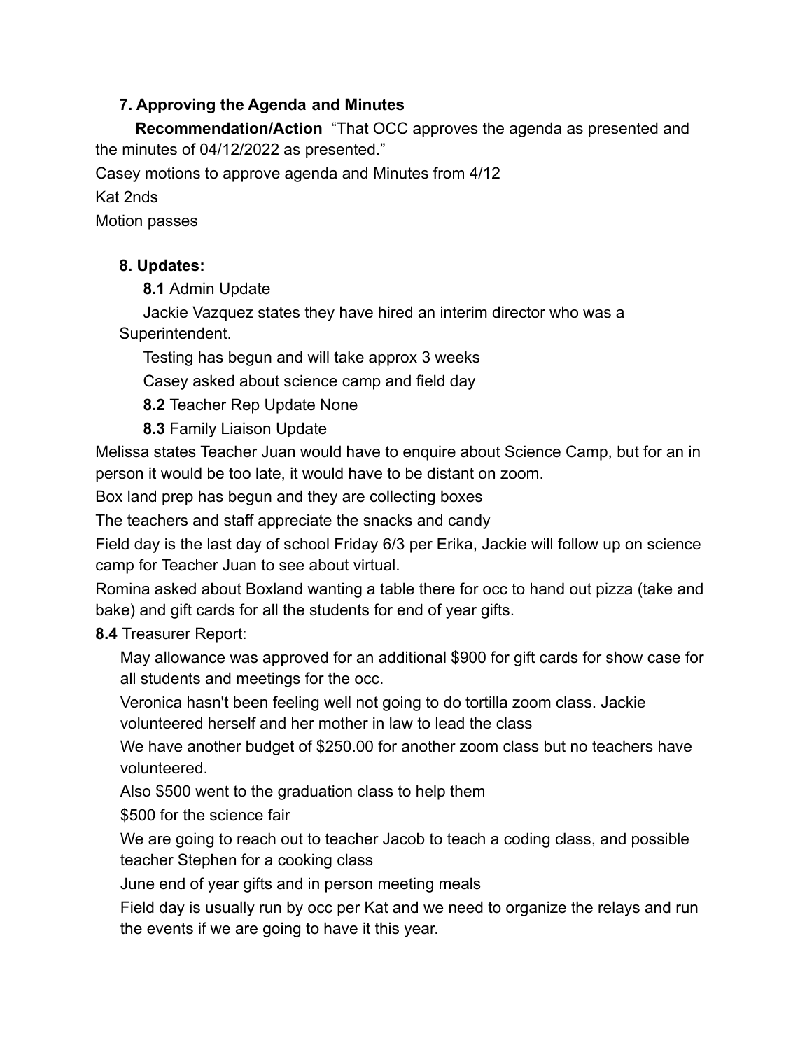### 7. Approving the Agenda and Minutes

**Recommendation/Action** "That OCC approves the agenda as presented and the minutes of 04/12/2022 as presented."

Casey motions to approve agenda and Minutes from 4/12

Kat 2nds

Motion passes

### 8. Updates:

**8.1** Admin Update

Jackie Vazquez states they have hired an interim director who was a Superintendent.

Testing has begun and will take approx 3 weeks

Casey asked about science camp and field day

**8.2** Teacher Rep Update None

**8.3** Family Liaison Update

Melissa states Teacher Juan would have to enquire about Science Camp, but for an in person it would be too late, it would have to be distant on zoom.

Box land prep has begun and they are collecting boxes

The teachers and staff appreciate the snacks and candy

Field day is the last day of school Friday 6/3 per Erika, Jackie will follow up on science camp for Teacher Juan to see about virtual.

Romina asked about Boxland wanting a table there for occ to hand out pizza (take and bake) and gift cards for all the students for end of year gifts.

**8.4** Treasurer Report:

May allowance was approved for an additional $900 for gift cards for show case for all students and meetings for the occ.

Veronica hasn't been feeling well not going to do tortilla zoom class. Jackie volunteered herself and her mother in law to lead the class

We have another budget of $250.00 for another zoom class but no teachers have volunteered.

Also $500 went to the graduation class to help them

$500 for the science fair

We are going to reach out to teacher Jacob to teach a coding class, and possible teacher Stephen for a cooking class

June end of year gifts and in person meeting meals

Field day is usually run by occ per Kat and we need to organize the relays and run the events if we are going to have it this year.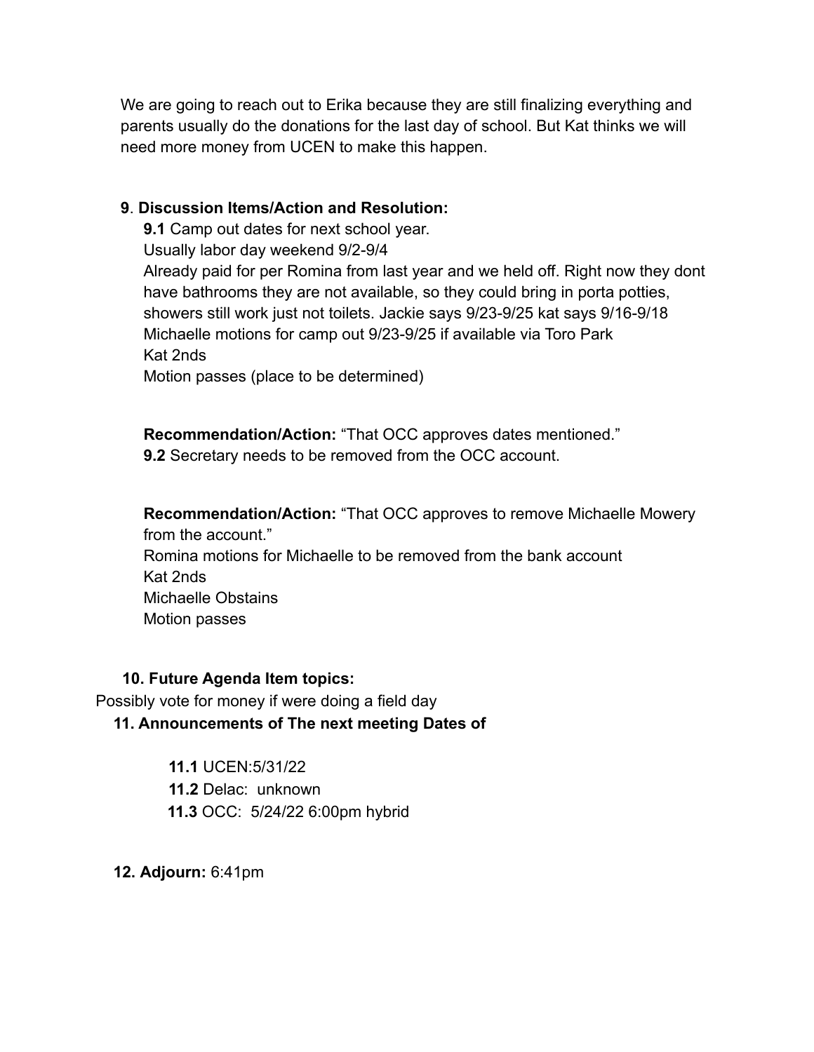We are going to reach out to Erika because they are still finalizing everything and parents usually do the donations for the last day of school. But Kat thinks we will need more money from UCEN to make this happen.

**9**. **Discussion Items/Action and Resolution:**

**9.1** Camp out dates for next school year.
Usually labor day weekend 9/2-9/4
Already paid for per Romina from last year and we held off. Right now they dont have bathrooms they are not available, so they could bring in porta potties, showers still work just not toilets. Jackie says 9/23-9/25 kat says 9/16-9/18
Michaelle motions for camp out 9/23-9/25 if available via Toro Park
Kat 2nds
Motion passes (place to be determined)

**Recommendation/Action:** "That OCC approves dates mentioned."

**9.2** Secretary needs to be removed from the OCC account.

**Recommendation/Action:** "That OCC approves to remove Michaelle Mowery from the account."
Romina motions for Michaelle to be removed from the bank account
Kat 2nds
Michaelle Obstains
Motion passes

**10. Future Agenda Item topics:**

Possibly vote for money if were doing a field day

**11. Announcements of The next meeting Dates of**

**11.1** UCEN:5/31/22
**11.2** Delac: unknown
**11.3** OCC: 5/24/22 6:00pm hybrid

**12. Adjourn:** 6:41pm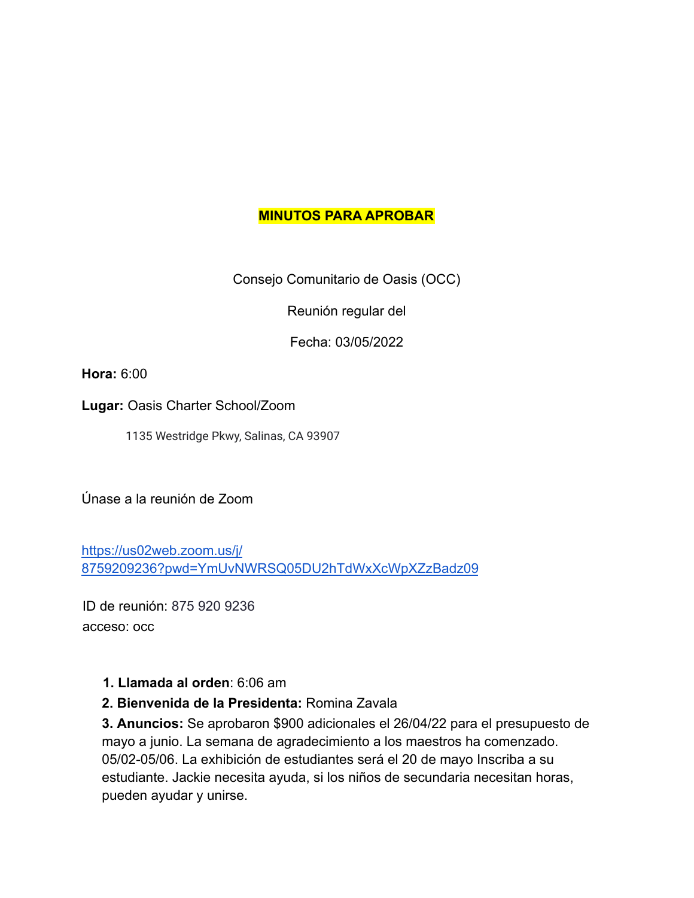**MINUTOS PARA APROBAR**

Consejo Comunitario de Oasis (OCC)

Reunión regular del

Fecha: 03/05/2022

**Hora:** 6:00

**Lugar:** Oasis Charter School/Zoom

1135 Westridge Pkwy, Salinas, CA 93907

Únase a la reunión de Zoom

[https://us02web.zoom.us/j/8759209236?pwd=YmUvNWRSQ05DU2hTdWxXcWpXZzBadz09](https://us02web.zoom.us/j/8759209236?pwd=YmUvNWRSQ05DU2hTdWxXcWpXZzBadz09)

ID de reunión: 875 920 9236
acceso: occ

1. **Llamada al orden**: 6:06 am
2. **Bienvenida de la Presidenta:** Romina Zavala
3. **Anuncios:** Se aprobaron $900 adicionales el 26/04/22 para el presupuesto de mayo a junio. La semana de agradecimiento a los maestros ha comenzado. 05/02-05/06. La exhibición de estudiantes será el 20 de mayo Inscriba a su estudiante. Jackie necesita ayuda, si los niños de secundaria necesitan horas, pueden ayudar y unirse.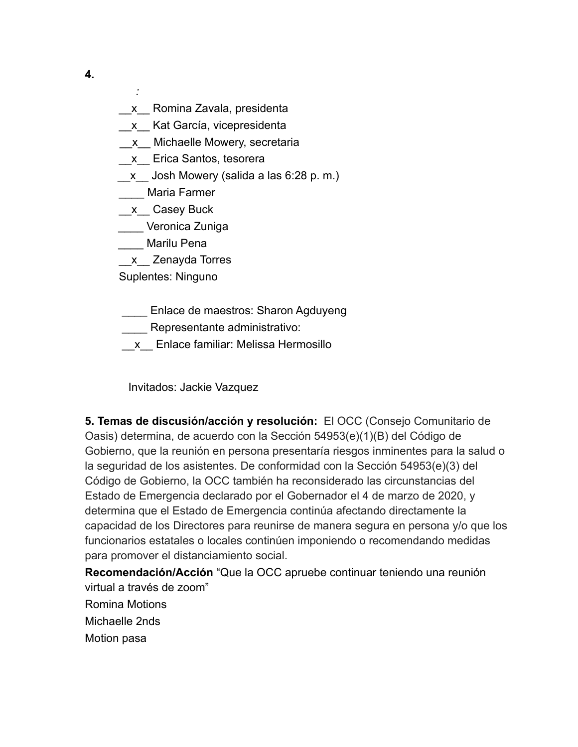**4.**

:

__x__ Romina Zavala, presidenta
__x__ Kat García, vicepresidenta
__x__ Michaelle Mowery, secretaria
__x__ Erica Santos, tesorera
__x__ Josh Mowery (salida a las 6:28 p. m.)
____ Maria Farmer
__x__ Casey Buck
____ Veronica Zuniga
____ Marilu Pena
__x__ Zenayda Torres
Suplentes: Ninguno

____ Enlace de maestros: Sharon Agduyeng
____ Representante administrativo:
__x__ Enlace familiar: Melissa Hermosillo

Invitados: Jackie Vazquez

**5. Temas de discusión/acción y resolución:** El OCC (Consejo Comunitario de Oasis) determina, de acuerdo con la Sección 54953(e)(1)(B) del Código de Gobierno, que la reunión en persona presentaría riesgos inminentes para la salud o la seguridad de los asistentes. De conformidad con la Sección 54953(e)(3) del Código de Gobierno, la OCC también ha reconsiderado las circunstancias del Estado de Emergencia declarado por el Gobernador el 4 de marzo de 2020, y determina que el Estado de Emergencia continúa afectando directamente la capacidad de los Directores para reunirse de manera segura en persona y/o que los funcionarios estatales o locales continúen imponiendo o recomendando medidas para promover el distanciamiento social.

**Recomendación/Acción** "Que la OCC apruebe continuar teniendo una reunión virtual a través de zoom"

Romina Motions
Michaelle 2nds
Motion pasa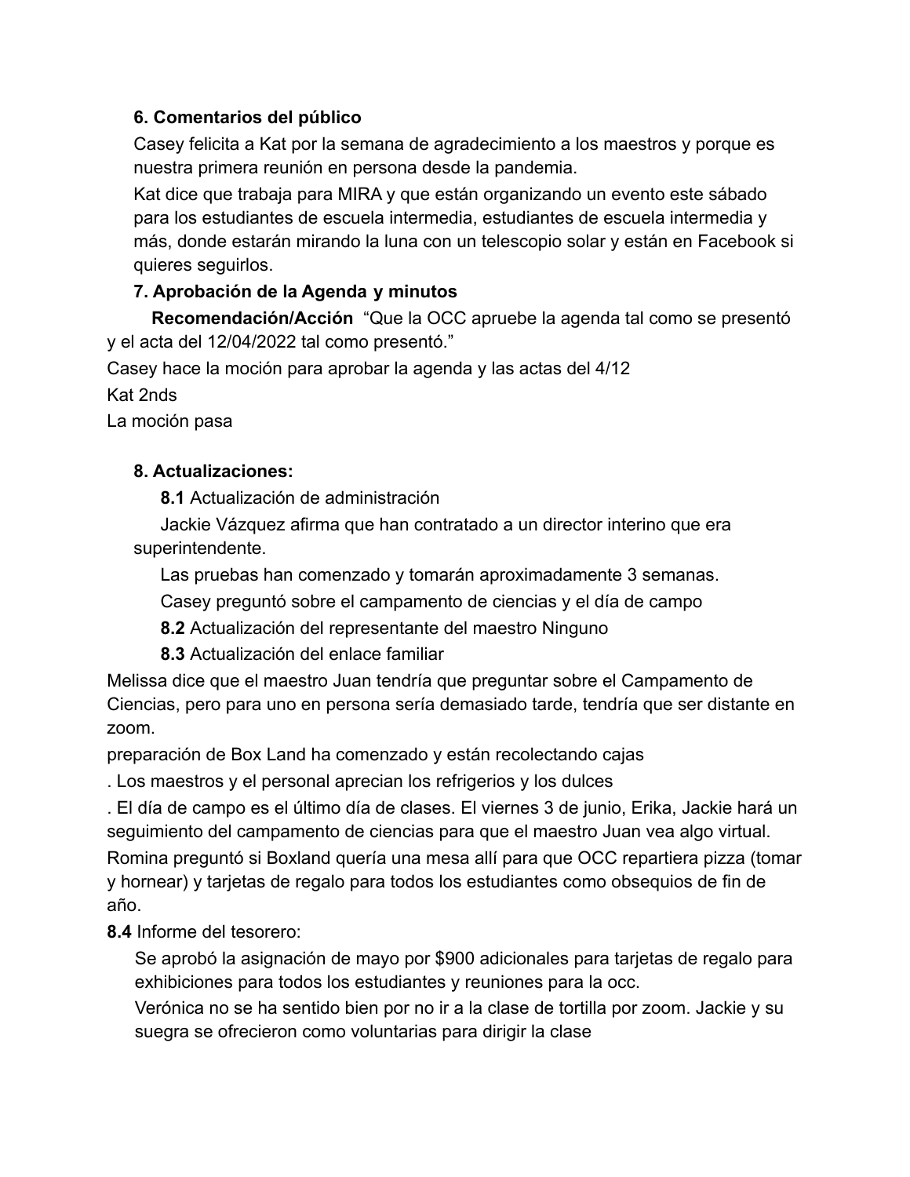**6. Comentarios del público**

Casey felicita a Kat por la semana de agradecimiento a los maestros y porque es nuestra primera reunión en persona desde la pandemia.

Kat dice que trabaja para MIRA y que están organizando un evento este sábado para los estudiantes de escuela intermedia, estudiantes de escuela intermedia y más, donde estarán mirando la luna con un telescopio solar y están en Facebook si quieres seguirlos.

**7. Aprobación de la Agenda y minutos**

**Recomendación/Acción** "Que la OCC apruebe la agenda tal como se presentó y el acta del 12/04/2022 tal como presentó."

Casey hace la moción para aprobar la agenda y las actas del 4/12

Kat 2nds

La moción pasa

**8. Actualizaciones:**

**8.1** Actualización de administración

Jackie Vázquez afirma que han contratado a un director interino que era superintendente.

Las pruebas han comenzado y tomarán aproximadamente 3 semanas.

Casey preguntó sobre el campamento de ciencias y el día de campo

**8.2** Actualización del representante del maestro Ninguno

**8.3** Actualización del enlace familiar

Melissa dice que el maestro Juan tendría que preguntar sobre el Campamento de Ciencias, pero para uno en persona sería demasiado tarde, tendría que ser distante en zoom.

preparación de Box Land ha comenzado y están recolectando cajas

. Los maestros y el personal aprecian los refrigerios y los dulces

. El día de campo es el último día de clases. El viernes 3 de junio, Erika, Jackie hará un seguimiento del campamento de ciencias para que el maestro Juan vea algo virtual.

Romina preguntó si Boxland quería una mesa allí para que OCC repartiera pizza (tomar y hornear) y tarjetas de regalo para todos los estudiantes como obsequios de fin de año.

**8.4** Informe del tesorero:

Se aprobó la asignación de mayo por $900 adicionales para tarjetas de regalo para exhibiciones para todos los estudiantes y reuniones para la occ.

Verónica no se ha sentido bien por no ir a la clase de tortilla por zoom. Jackie y su suegra se ofrecieron como voluntarias para dirigir la clase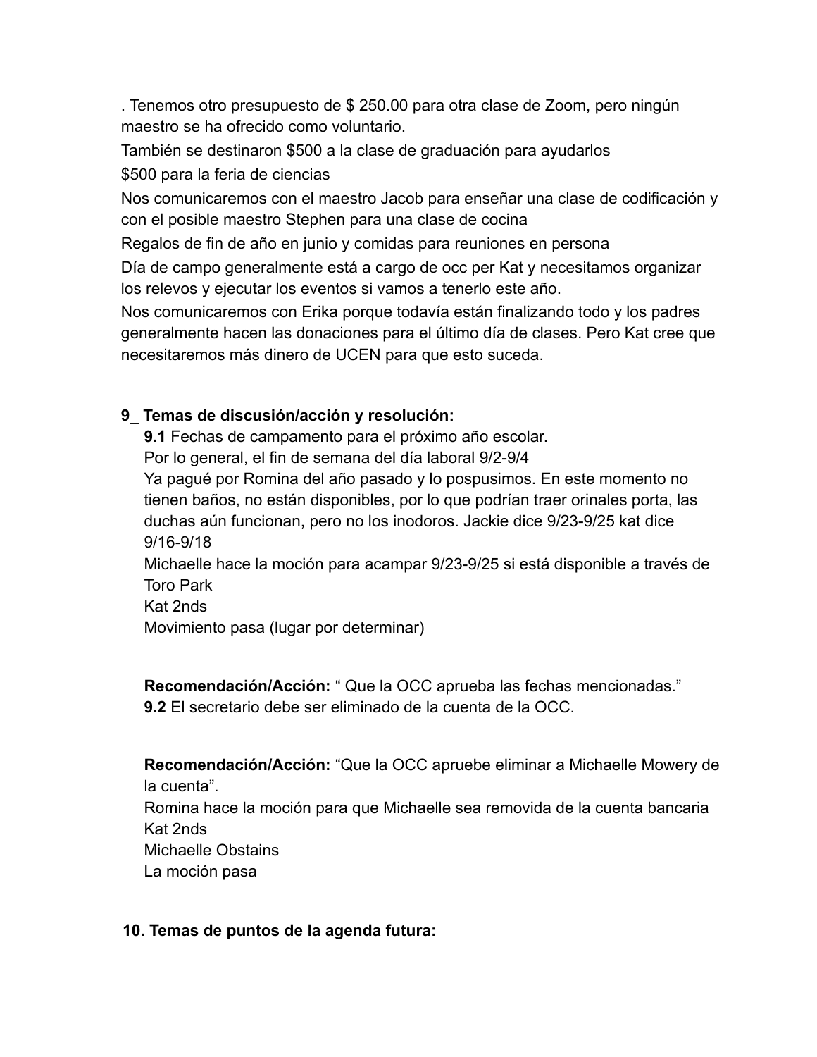. Tenemos otro presupuesto de $ 250.00 para otra clase de Zoom, pero ningún maestro se ha ofrecido como voluntario.

También se destinaron $500 a la clase de graduación para ayudarlos

$500 para la feria de ciencias

Nos comunicaremos con el maestro Jacob para enseñar una clase de codificación y con el posible maestro Stephen para una clase de cocina

Regalos de fin de año en junio y comidas para reuniones en persona

Día de campo generalmente está a cargo de occ per Kat y necesitamos organizar los relevos y ejecutar los eventos si vamos a tenerlo este año.

Nos comunicaremos con Erika porque todavía están finalizando todo y los padres generalmente hacen las donaciones para el último día de clases. Pero Kat cree que necesitaremos más dinero de UCEN para que esto suceda.

**9_ Temas de discusión/acción y resolución:**

**9.1** Fechas de campamento para el próximo año escolar.

Por lo general, el fin de semana del día laboral 9/2-9/4

Ya pagué por Romina del año pasado y lo pospusimos. En este momento no tienen baños, no están disponibles, por lo que podrían traer orinales porta, las duchas aún funcionan, pero no los inodoros. Jackie dice 9/23-9/25 kat dice 9/16-9/18

Michaelle hace la moción para acampar 9/23-9/25 si está disponible a través de Toro Park

Kat 2nds

Movimiento pasa (lugar por determinar)

**Recomendación/Acción:** " Que la OCC aprueba las fechas mencionadas."

**9.2** El secretario debe ser eliminado de la cuenta de la OCC.

**Recomendación/Acción:** "Que la OCC apruebe eliminar a Michaelle Mowery de la cuenta".

Romina hace la moción para que Michaelle sea removida de la cuenta bancaria

Kat 2nds

Michaelle Obstains

La moción pasa

**10. Temas de puntos de la agenda futura:**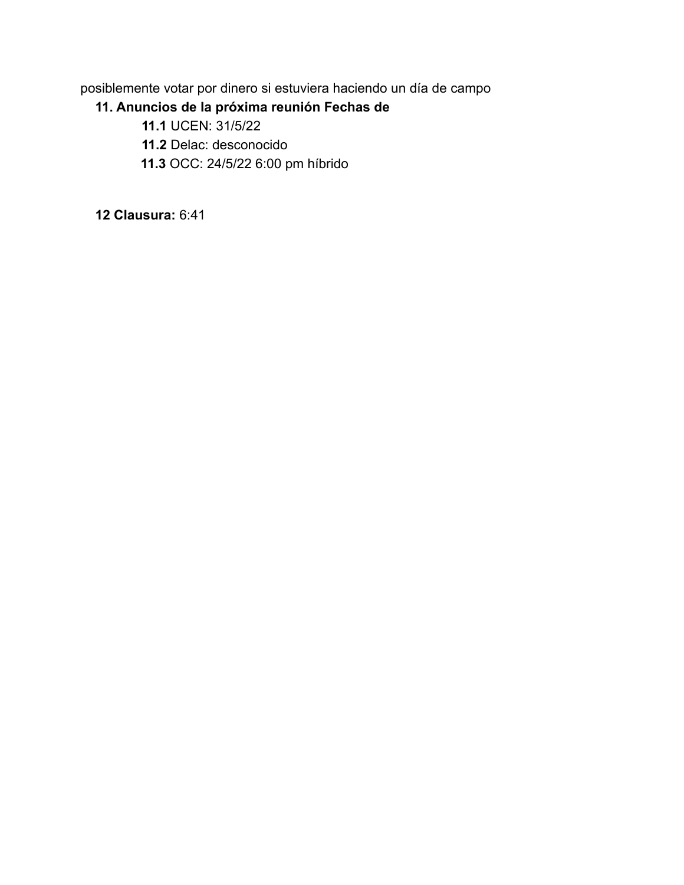posiblemente votar por dinero si estuviera haciendo un día de campo

**11. Anuncios de la próxima reunión Fechas de**

- **11.1** UCEN: 31/5/22
- **11.2** Delac: desconocido
- **11.3** OCC: 24/5/22 6:00 pm híbrido

**12 Clausura:** 6:41